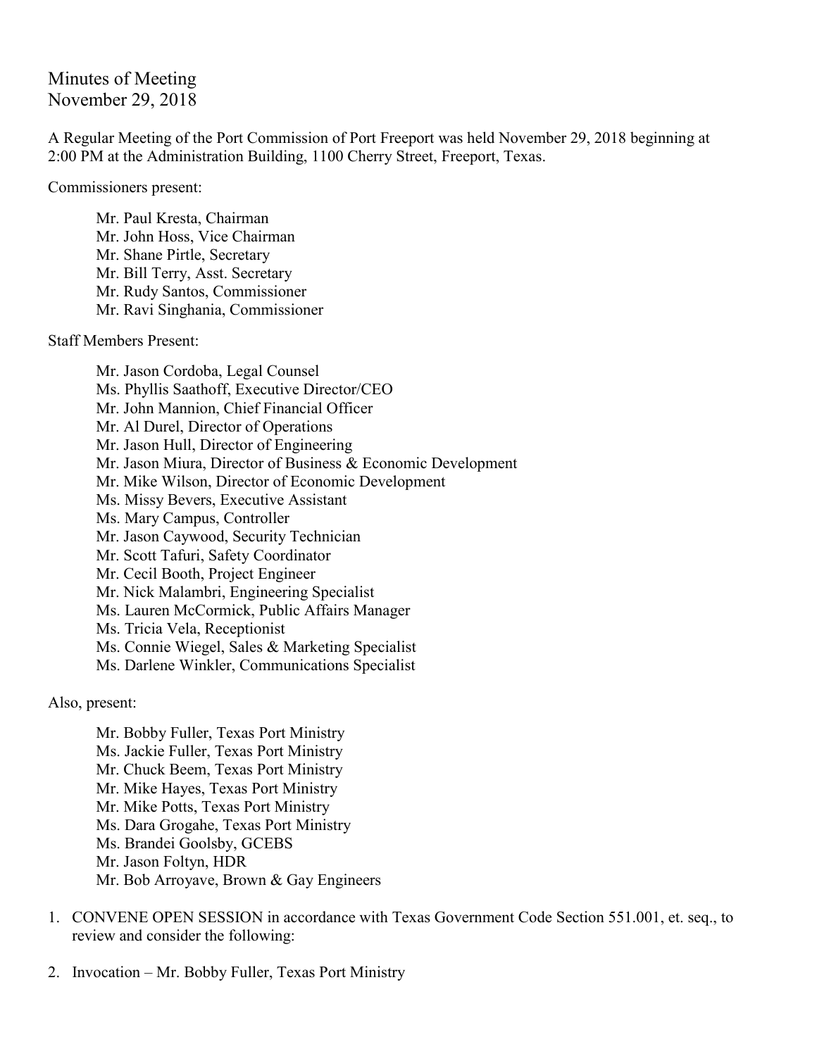# Minutes of Meeting
November 29, 2018

A Regular Meeting of the Port Commission of Port Freeport was held November 29, 2018 beginning at 2:00 PM at the Administration Building, 1100 Cherry Street, Freeport, Texas.

Commissioners present:

- Mr. Paul Kresta, Chairman
- Mr. John Hoss, Vice Chairman
- Mr. Shane Pirtle, Secretary
- Mr. Bill Terry, Asst. Secretary
- Mr. Rudy Santos, Commissioner
- Mr. Ravi Singhania, Commissioner

Staff Members Present:

- Mr. Jason Cordoba, Legal Counsel
- Ms. Phyllis Saathoff, Executive Director/CEO
- Mr. John Mannion, Chief Financial Officer
- Mr. Al Durel, Director of Operations
- Mr. Jason Hull, Director of Engineering
- Mr. Jason Miura, Director of Business & Economic Development
- Mr. Mike Wilson, Director of Economic Development
- Ms. Missy Bevers, Executive Assistant
- Ms. Mary Campus, Controller
- Mr. Jason Caywood, Security Technician
- Mr. Scott Tafuri, Safety Coordinator
- Mr. Cecil Booth, Project Engineer
- Mr. Nick Malambri, Engineering Specialist
- Ms. Lauren McCormick, Public Affairs Manager
- Ms. Tricia Vela, Receptionist
- Ms. Connie Wiegel, Sales & Marketing Specialist
- Ms. Darlene Winkler, Communications Specialist

Also, present:

- Mr. Bobby Fuller, Texas Port Ministry
- Ms. Jackie Fuller, Texas Port Ministry
- Mr. Chuck Beem, Texas Port Ministry
- Mr. Mike Hayes, Texas Port Ministry
- Mr. Mike Potts, Texas Port Ministry
- Ms. Dara Grogahe, Texas Port Ministry
- Ms. Brandei Goolsby, GCEBS
- Mr. Jason Foltyn, HDR
- Mr. Bob Arroyave, Brown & Gay Engineers

1. CONVENE OPEN SESSION in accordance with Texas Government Code Section 551.001, et. seq., to review and consider the following:

2. Invocation – Mr. Bobby Fuller, Texas Port Ministry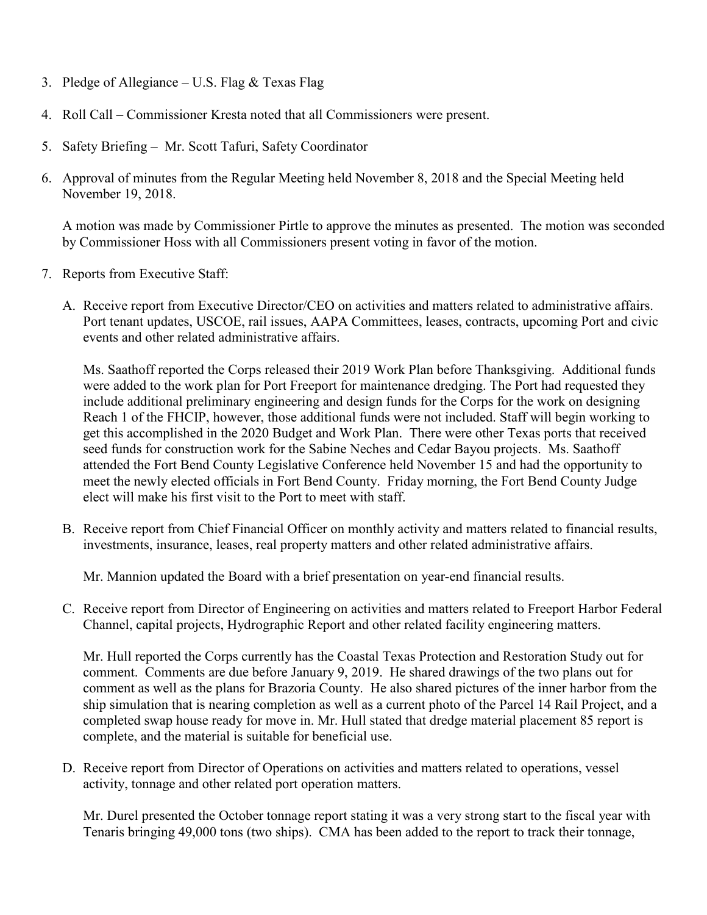3. Pledge of Allegiance – U.S. Flag & Texas Flag

4. Roll Call – Commissioner Kresta noted that all Commissioners were present.

5. Safety Briefing – Mr. Scott Tafuri, Safety Coordinator

6. Approval of minutes from the Regular Meeting held November 8, 2018 and the Special Meeting held November 19, 2018.

   A motion was made by Commissioner Pirtle to approve the minutes as presented. The motion was seconded by Commissioner Hoss with all Commissioners present voting in favor of the motion.

7. Reports from Executive Staff:

   A. Receive report from Executive Director/CEO on activities and matters related to administrative affairs. Port tenant updates, USCOE, rail issues, AAPA Committees, leases, contracts, upcoming Port and civic events and other related administrative affairs.

      Ms. Saathoff reported the Corps released their 2019 Work Plan before Thanksgiving. Additional funds were added to the work plan for Port Freeport for maintenance dredging. The Port had requested they include additional preliminary engineering and design funds for the Corps for the work on designing Reach 1 of the FHCIP, however, those additional funds were not included. Staff will begin working to get this accomplished in the 2020 Budget and Work Plan. There were other Texas ports that received seed funds for construction work for the Sabine Neches and Cedar Bayou projects. Ms. Saathoff attended the Fort Bend County Legislative Conference held November 15 and had the opportunity to meet the newly elected officials in Fort Bend County. Friday morning, the Fort Bend County Judge elect will make his first visit to the Port to meet with staff.

   B. Receive report from Chief Financial Officer on monthly activity and matters related to financial results, investments, insurance, leases, real property matters and other related administrative affairs.

      Mr. Mannion updated the Board with a brief presentation on year-end financial results.

   C. Receive report from Director of Engineering on activities and matters related to Freeport Harbor Federal Channel, capital projects, Hydrographic Report and other related facility engineering matters.

      Mr. Hull reported the Corps currently has the Coastal Texas Protection and Restoration Study out for comment. Comments are due before January 9, 2019. He shared drawings of the two plans out for comment as well as the plans for Brazoria County. He also shared pictures of the inner harbor from the ship simulation that is nearing completion as well as a current photo of the Parcel 14 Rail Project, and a completed swap house ready for move in. Mr. Hull stated that dredge material placement 85 report is complete, and the material is suitable for beneficial use.

   D. Receive report from Director of Operations on activities and matters related to operations, vessel activity, tonnage and other related port operation matters.

      Mr. Durel presented the October tonnage report stating it was a very strong start to the fiscal year with Tenaris bringing 49,000 tons (two ships). CMA has been added to the report to track their tonnage,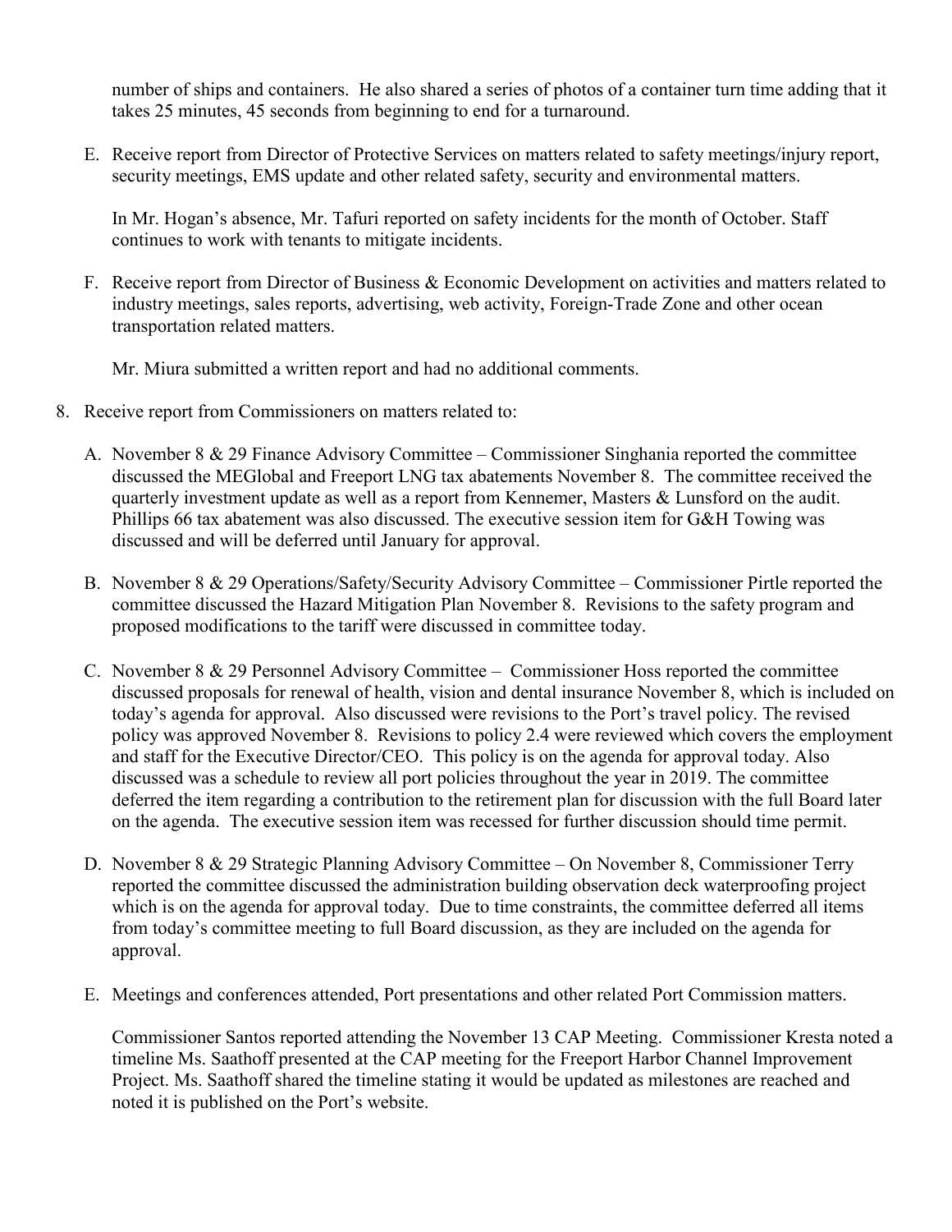number of ships and containers. He also shared a series of photos of a container turn time adding that it takes 25 minutes, 45 seconds from beginning to end for a turnaround.

E. Receive report from Director of Protective Services on matters related to safety meetings/injury report, security meetings, EMS update and other related safety, security and environmental matters.

   In Mr. Hogan's absence, Mr. Tafuri reported on safety incidents for the month of October. Staff continues to work with tenants to mitigate incidents.

F. Receive report from Director of Business & Economic Development on activities and matters related to industry meetings, sales reports, advertising, web activity, Foreign-Trade Zone and other ocean transportation related matters.

   Mr. Miura submitted a written report and had no additional comments.

8. Receive report from Commissioners on matters related to:

   A. November 8 & 29 Finance Advisory Committee – Commissioner Singhania reported the committee discussed the MEGlobal and Freeport LNG tax abatements November 8. The committee received the quarterly investment update as well as a report from Kennemer, Masters & Lunsford on the audit. Phillips 66 tax abatement was also discussed. The executive session item for G&H Towing was discussed and will be deferred until January for approval.

   B. November 8 & 29 Operations/Safety/Security Advisory Committee – Commissioner Pirtle reported the committee discussed the Hazard Mitigation Plan November 8. Revisions to the safety program and proposed modifications to the tariff were discussed in committee today.

   C. November 8 & 29 Personnel Advisory Committee – Commissioner Hoss reported the committee discussed proposals for renewal of health, vision and dental insurance November 8, which is included on today's agenda for approval. Also discussed were revisions to the Port's travel policy. The revised policy was approved November 8. Revisions to policy 2.4 were reviewed which covers the employment and staff for the Executive Director/CEO. This policy is on the agenda for approval today. Also discussed was a schedule to review all port policies throughout the year in 2019. The committee deferred the item regarding a contribution to the retirement plan for discussion with the full Board later on the agenda. The executive session item was recessed for further discussion should time permit.

   D. November 8 & 29 Strategic Planning Advisory Committee – On November 8, Commissioner Terry reported the committee discussed the administration building observation deck waterproofing project which is on the agenda for approval today. Due to time constraints, the committee deferred all items from today's committee meeting to full Board discussion, as they are included on the agenda for approval.

   E. Meetings and conferences attended, Port presentations and other related Port Commission matters.

      Commissioner Santos reported attending the November 13 CAP Meeting. Commissioner Kresta noted a timeline Ms. Saathoff presented at the CAP meeting for the Freeport Harbor Channel Improvement Project. Ms. Saathoff shared the timeline stating it would be updated as milestones are reached and noted it is published on the Port's website.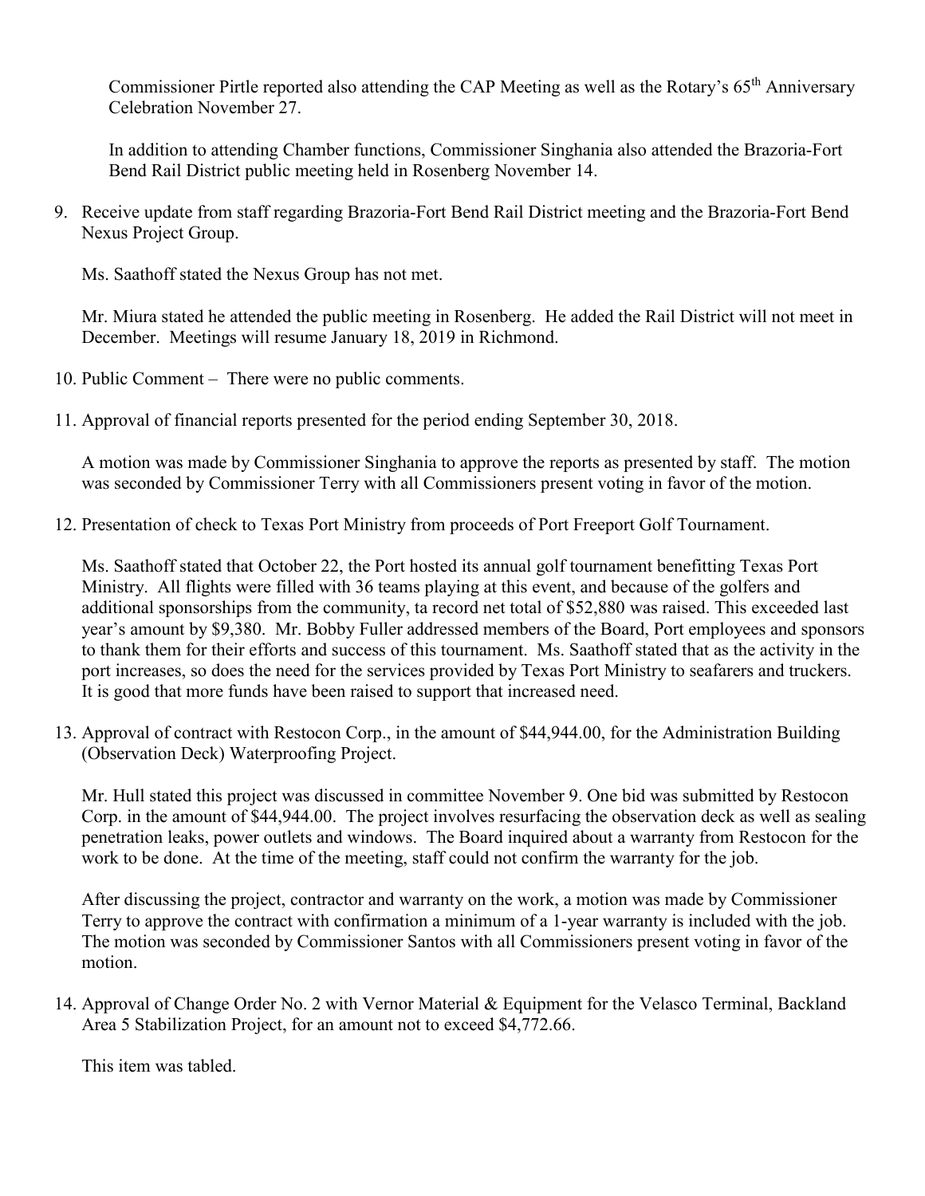Commissioner Pirtle reported also attending the CAP Meeting as well as the Rotary's 65th Anniversary Celebration November 27.

In addition to attending Chamber functions, Commissioner Singhania also attended the Brazoria-Fort Bend Rail District public meeting held in Rosenberg November 14.

9. Receive update from staff regarding Brazoria-Fort Bend Rail District meeting and the Brazoria-Fort Bend Nexus Project Group.

   Ms. Saathoff stated the Nexus Group has not met.

   Mr. Miura stated he attended the public meeting in Rosenberg. He added the Rail District will not meet in December. Meetings will resume January 18, 2019 in Richmond.

10. Public Comment – There were no public comments.

11. Approval of financial reports presented for the period ending September 30, 2018.

    A motion was made by Commissioner Singhania to approve the reports as presented by staff. The motion was seconded by Commissioner Terry with all Commissioners present voting in favor of the motion.

12. Presentation of check to Texas Port Ministry from proceeds of Port Freeport Golf Tournament.

    Ms. Saathoff stated that October 22, the Port hosted its annual golf tournament benefitting Texas Port Ministry. All flights were filled with 36 teams playing at this event, and because of the golfers and additional sponsorships from the community, ta record net total of $52,880 was raised. This exceeded last year's amount by $9,380. Mr. Bobby Fuller addressed members of the Board, Port employees and sponsors to thank them for their efforts and success of this tournament. Ms. Saathoff stated that as the activity in the port increases, so does the need for the services provided by Texas Port Ministry to seafarers and truckers. It is good that more funds have been raised to support that increased need.

13. Approval of contract with Restocon Corp., in the amount of $44,944.00, for the Administration Building (Observation Deck) Waterproofing Project.

    Mr. Hull stated this project was discussed in committee November 9. One bid was submitted by Restocon Corp. in the amount of $44,944.00. The project involves resurfacing the observation deck as well as sealing penetration leaks, power outlets and windows. The Board inquired about a warranty from Restocon for the work to be done. At the time of the meeting, staff could not confirm the warranty for the job.

    After discussing the project, contractor and warranty on the work, a motion was made by Commissioner Terry to approve the contract with confirmation a minimum of a 1-year warranty is included with the job. The motion was seconded by Commissioner Santos with all Commissioners present voting in favor of the motion.

14. Approval of Change Order No. 2 with Vernor Material & Equipment for the Velasco Terminal, Backland Area 5 Stabilization Project, for an amount not to exceed $4,772.66.

    This item was tabled.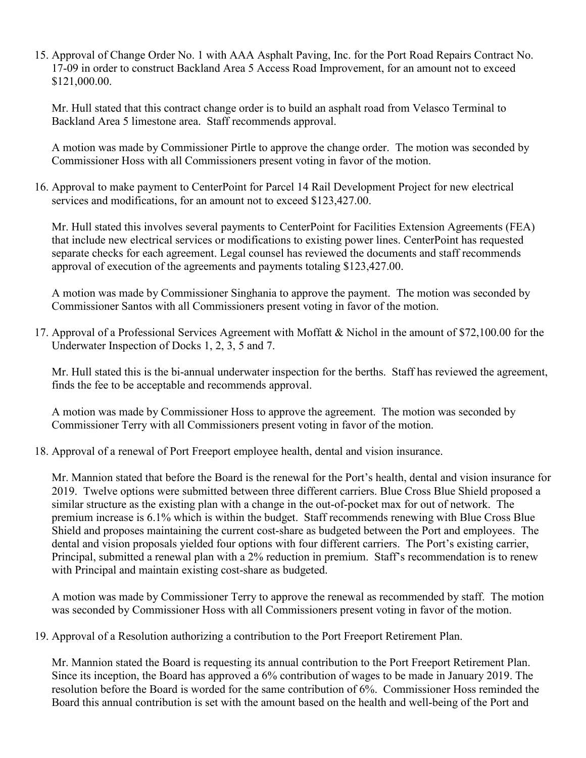15. Approval of Change Order No. 1 with AAA Asphalt Paving, Inc. for the Port Road Repairs Contract No. 17-09 in order to construct Backland Area 5 Access Road Improvement, for an amount not to exceed $121,000.00.

    Mr. Hull stated that this contract change order is to build an asphalt road from Velasco Terminal to Backland Area 5 limestone area. Staff recommends approval.

    A motion was made by Commissioner Pirtle to approve the change order. The motion was seconded by Commissioner Hoss with all Commissioners present voting in favor of the motion.

16. Approval to make payment to CenterPoint for Parcel 14 Rail Development Project for new electrical services and modifications, for an amount not to exceed $123,427.00.

    Mr. Hull stated this involves several payments to CenterPoint for Facilities Extension Agreements (FEA) that include new electrical services or modifications to existing power lines. CenterPoint has requested separate checks for each agreement. Legal counsel has reviewed the documents and staff recommends approval of execution of the agreements and payments totaling $123,427.00.

    A motion was made by Commissioner Singhania to approve the payment. The motion was seconded by Commissioner Santos with all Commissioners present voting in favor of the motion.

17. Approval of a Professional Services Agreement with Moffatt & Nichol in the amount of $72,100.00 for the Underwater Inspection of Docks 1, 2, 3, 5 and 7.

    Mr. Hull stated this is the bi-annual underwater inspection for the berths. Staff has reviewed the agreement, finds the fee to be acceptable and recommends approval.

    A motion was made by Commissioner Hoss to approve the agreement. The motion was seconded by Commissioner Terry with all Commissioners present voting in favor of the motion.

18. Approval of a renewal of Port Freeport employee health, dental and vision insurance.

    Mr. Mannion stated that before the Board is the renewal for the Port's health, dental and vision insurance for 2019. Twelve options were submitted between three different carriers. Blue Cross Blue Shield proposed a similar structure as the existing plan with a change in the out-of-pocket max for out of network. The premium increase is 6.1% which is within the budget. Staff recommends renewing with Blue Cross Blue Shield and proposes maintaining the current cost-share as budgeted between the Port and employees. The dental and vision proposals yielded four options with four different carriers. The Port's existing carrier, Principal, submitted a renewal plan with a 2% reduction in premium. Staff's recommendation is to renew with Principal and maintain existing cost-share as budgeted.

    A motion was made by Commissioner Terry to approve the renewal as recommended by staff. The motion was seconded by Commissioner Hoss with all Commissioners present voting in favor of the motion.

19. Approval of a Resolution authorizing a contribution to the Port Freeport Retirement Plan.

    Mr. Mannion stated the Board is requesting its annual contribution to the Port Freeport Retirement Plan. Since its inception, the Board has approved a 6% contribution of wages to be made in January 2019. The resolution before the Board is worded for the same contribution of 6%. Commissioner Hoss reminded the Board this annual contribution is set with the amount based on the health and well-being of the Port and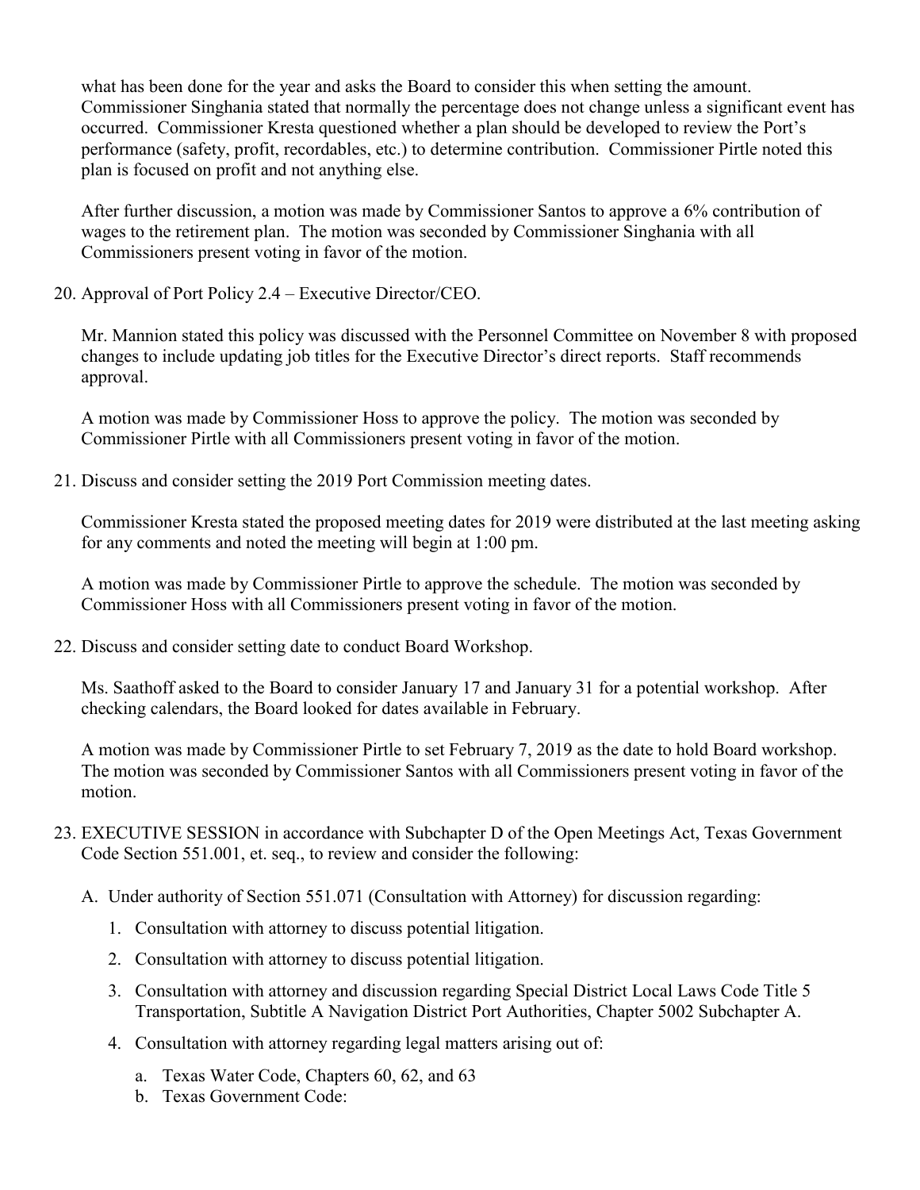what has been done for the year and asks the Board to consider this when setting the amount. Commissioner Singhania stated that normally the percentage does not change unless a significant event has occurred. Commissioner Kresta questioned whether a plan should be developed to review the Port's performance (safety, profit, recordables, etc.) to determine contribution. Commissioner Pirtle noted this plan is focused on profit and not anything else.

After further discussion, a motion was made by Commissioner Santos to approve a 6% contribution of wages to the retirement plan. The motion was seconded by Commissioner Singhania with all Commissioners present voting in favor of the motion.

20. Approval of Port Policy 2.4 – Executive Director/CEO.

    Mr. Mannion stated this policy was discussed with the Personnel Committee on November 8 with proposed changes to include updating job titles for the Executive Director's direct reports. Staff recommends approval.

    A motion was made by Commissioner Hoss to approve the policy. The motion was seconded by Commissioner Pirtle with all Commissioners present voting in favor of the motion.

21. Discuss and consider setting the 2019 Port Commission meeting dates.

    Commissioner Kresta stated the proposed meeting dates for 2019 were distributed at the last meeting asking for any comments and noted the meeting will begin at 1:00 pm.

    A motion was made by Commissioner Pirtle to approve the schedule. The motion was seconded by Commissioner Hoss with all Commissioners present voting in favor of the motion.

22. Discuss and consider setting date to conduct Board Workshop.

    Ms. Saathoff asked to the Board to consider January 17 and January 31 for a potential workshop. After checking calendars, the Board looked for dates available in February.

    A motion was made by Commissioner Pirtle to set February 7, 2019 as the date to hold Board workshop. The motion was seconded by Commissioner Santos with all Commissioners present voting in favor of the motion.

23. EXECUTIVE SESSION in accordance with Subchapter D of the Open Meetings Act, Texas Government Code Section 551.001, et. seq., to review and consider the following:

    A. Under authority of Section 551.071 (Consultation with Attorney) for discussion regarding:

        1. Consultation with attorney to discuss potential litigation.
        2. Consultation with attorney to discuss potential litigation.
        3. Consultation with attorney and discussion regarding Special District Local Laws Code Title 5 Transportation, Subtitle A Navigation District Port Authorities, Chapter 5002 Subchapter A.
        4. Consultation with attorney regarding legal matters arising out of:
            a. Texas Water Code, Chapters 60, 62, and 63
            b. Texas Government Code: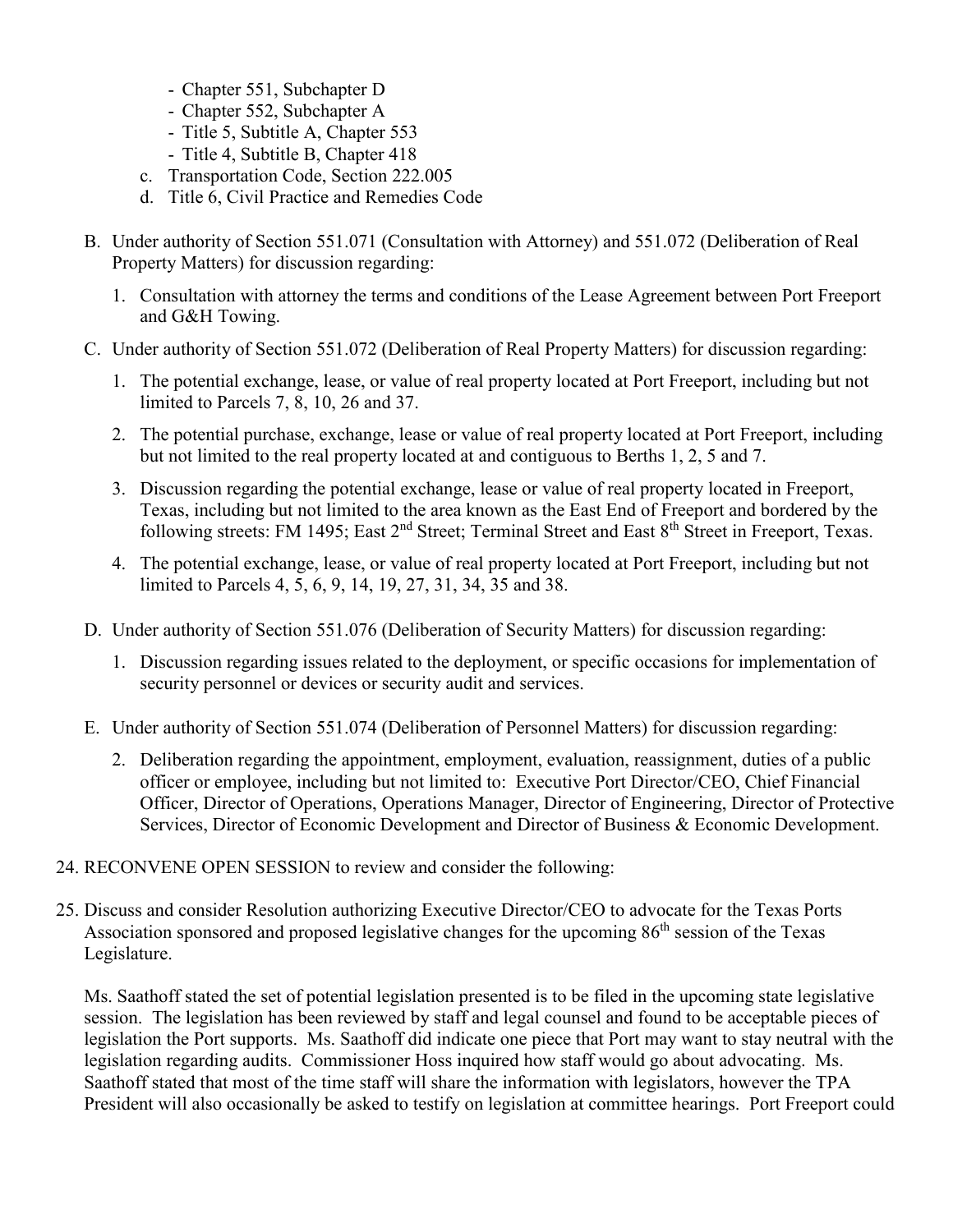- Chapter 551, Subchapter D
   - Chapter 552, Subchapter A
   - Title 5, Subtitle A, Chapter 553
   - Title 4, Subtitle B, Chapter 418

   c. Transportation Code, Section 222.005
   d. Title 6, Civil Practice and Remedies Code

B. Under authority of Section 551.071 (Consultation with Attorney) and 551.072 (Deliberation of Real Property Matters) for discussion regarding:

   1. Consultation with attorney the terms and conditions of the Lease Agreement between Port Freeport and G&H Towing.

C. Under authority of Section 551.072 (Deliberation of Real Property Matters) for discussion regarding:

   1. The potential exchange, lease, or value of real property located at Port Freeport, including but not limited to Parcels 7, 8, 10, 26 and 37.
   2. The potential purchase, exchange, lease or value of real property located at Port Freeport, including but not limited to the real property located at and contiguous to Berths 1, 2, 5 and 7.
   3. Discussion regarding the potential exchange, lease or value of real property located in Freeport, Texas, including but not limited to the area known as the East End of Freeport and bordered by the following streets: FM 1495; East 2nd Street; Terminal Street and East 8th Street in Freeport, Texas.
   4. The potential exchange, lease, or value of real property located at Port Freeport, including but not limited to Parcels 4, 5, 6, 9, 14, 19, 27, 31, 34, 35 and 38.

D. Under authority of Section 551.076 (Deliberation of Security Matters) for discussion regarding:

   1. Discussion regarding issues related to the deployment, or specific occasions for implementation of security personnel or devices or security audit and services.

E. Under authority of Section 551.074 (Deliberation of Personnel Matters) for discussion regarding:

   2. Deliberation regarding the appointment, employment, evaluation, reassignment, duties of a public officer or employee, including but not limited to: Executive Port Director/CEO, Chief Financial Officer, Director of Operations, Operations Manager, Director of Engineering, Director of Protective Services, Director of Economic Development and Director of Business & Economic Development.

24. RECONVENE OPEN SESSION to review and consider the following:

25. Discuss and consider Resolution authorizing Executive Director/CEO to advocate for the Texas Ports Association sponsored and proposed legislative changes for the upcoming 86th session of the Texas Legislature.

    Ms. Saathoff stated the set of potential legislation presented is to be filed in the upcoming state legislative session. The legislation has been reviewed by staff and legal counsel and found to be acceptable pieces of legislation the Port supports. Ms. Saathoff did indicate one piece that Port may want to stay neutral with the legislation regarding audits. Commissioner Hoss inquired how staff would go about advocating. Ms. Saathoff stated that most of the time staff will share the information with legislators, however the TPA President will also occasionally be asked to testify on legislation at committee hearings. Port Freeport could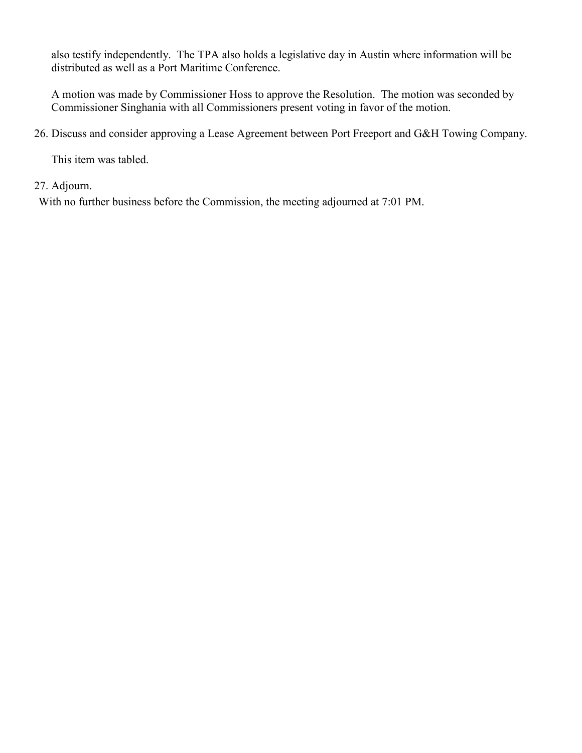also testify independently. The TPA also holds a legislative day in Austin where information will be distributed as well as a Port Maritime Conference.

A motion was made by Commissioner Hoss to approve the Resolution. The motion was seconded by Commissioner Singhania with all Commissioners present voting in favor of the motion.

26. Discuss and consider approving a Lease Agreement between Port Freeport and G&H Towing Company.

    This item was tabled.

27. Adjourn.

With no further business before the Commission, the meeting adjourned at 7:01 PM.